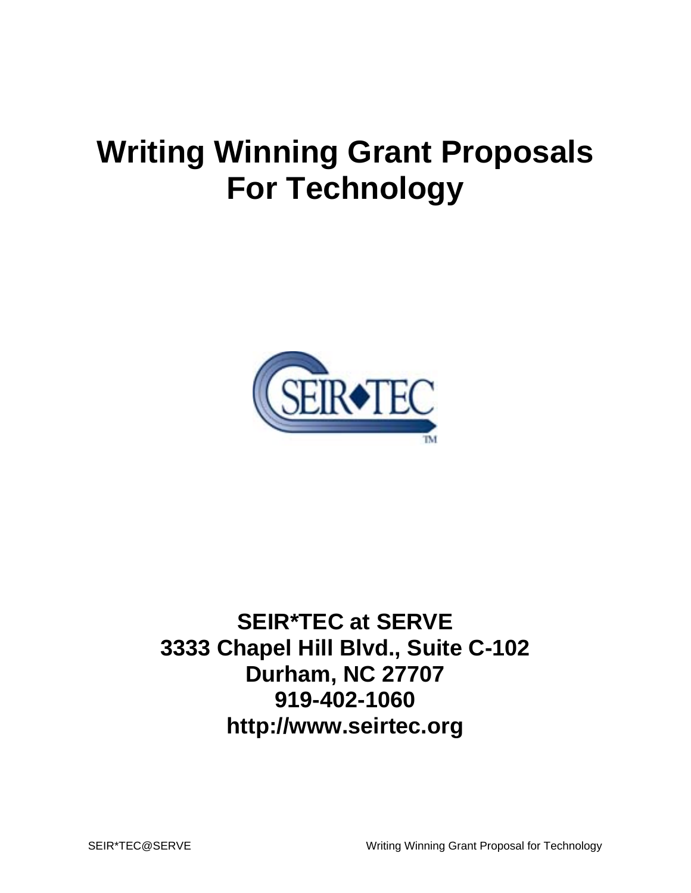# Writing Winning Grant Proposals For Technology

**SEIR*TEC at SERVE**
**3333 Chapel Hill Blvd., Suite C-102**
**Durham, NC 27707**
**919-402-1060**
**http://www.seirtec.org**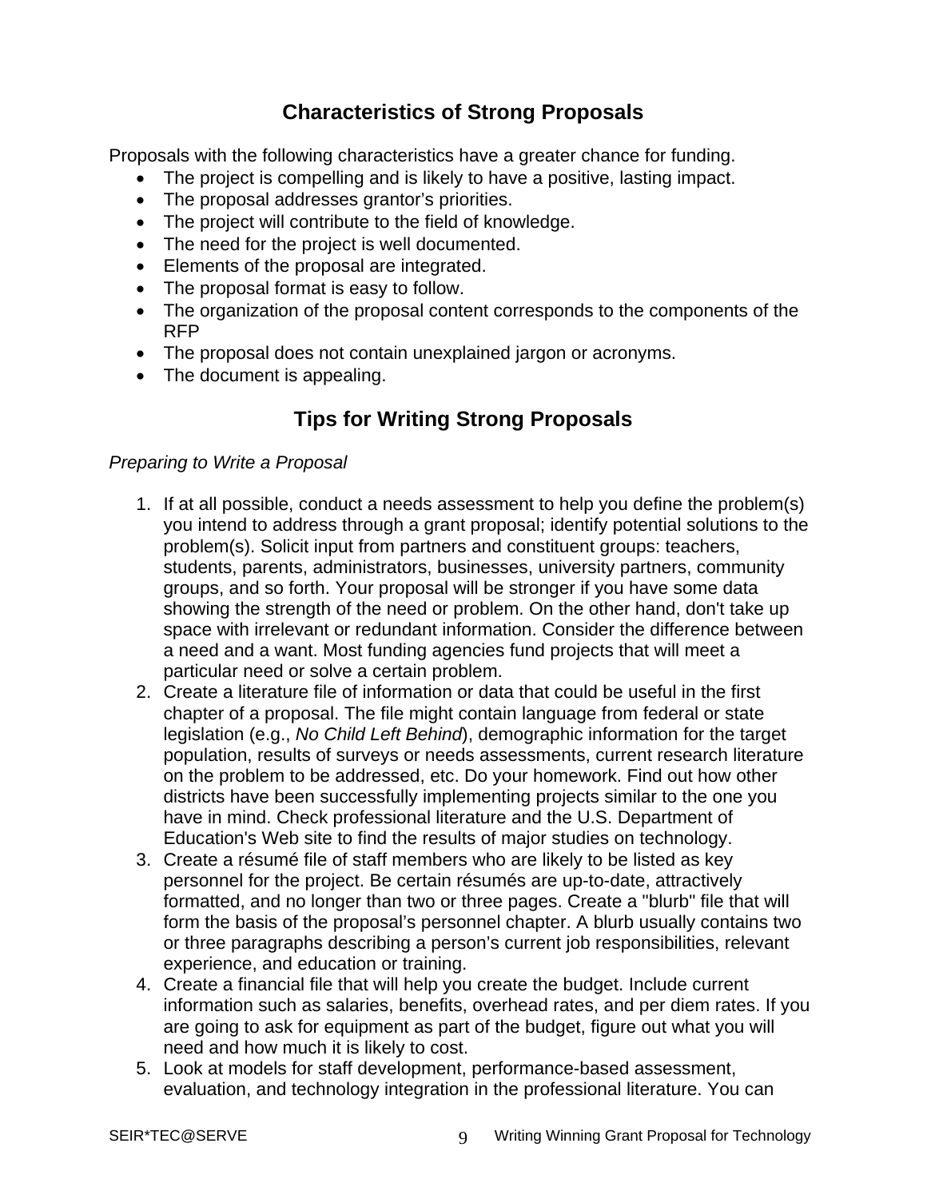## Characteristics of Strong Proposals

Proposals with the following characteristics have a greater chance for funding.

- The project is compelling and is likely to have a positive, lasting impact.
- The proposal addresses grantor's priorities.
- The project will contribute to the field of knowledge.
- The need for the project is well documented.
- Elements of the proposal are integrated.
- The proposal format is easy to follow.
- The organization of the proposal content corresponds to the components of the RFP
- The proposal does not contain unexplained jargon or acronyms.
- The document is appealing.

## Tips for Writing Strong Proposals

*Preparing to Write a Proposal*

1. If at all possible, conduct a needs assessment to help you define the problem(s) you intend to address through a grant proposal; identify potential solutions to the problem(s). Solicit input from partners and constituent groups: teachers, students, parents, administrators, businesses, university partners, community groups, and so forth. Your proposal will be stronger if you have some data showing the strength of the need or problem. On the other hand, don't take up space with irrelevant or redundant information. Consider the difference between a need and a want. Most funding agencies fund projects that will meet a particular need or solve a certain problem.
2. Create a literature file of information or data that could be useful in the first chapter of a proposal. The file might contain language from federal or state legislation (e.g., *No Child Left Behind*), demographic information for the target population, results of surveys or needs assessments, current research literature on the problem to be addressed, etc. Do your homework. Find out how other districts have been successfully implementing projects similar to the one you have in mind. Check professional literature and the U.S. Department of Education's Web site to find the results of major studies on technology.
3. Create a résumé file of staff members who are likely to be listed as key personnel for the project. Be certain résumés are up-to-date, attractively formatted, and no longer than two or three pages. Create a "blurb" file that will form the basis of the proposal's personnel chapter. A blurb usually contains two or three paragraphs describing a person's current job responsibilities, relevant experience, and education or training.
4. Create a financial file that will help you create the budget. Include current information such as salaries, benefits, overhead rates, and per diem rates. If you are going to ask for equipment as part of the budget, figure out what you will need and how much it is likely to cost.
5. Look at models for staff development, performance-based assessment, evaluation, and technology integration in the professional literature. You can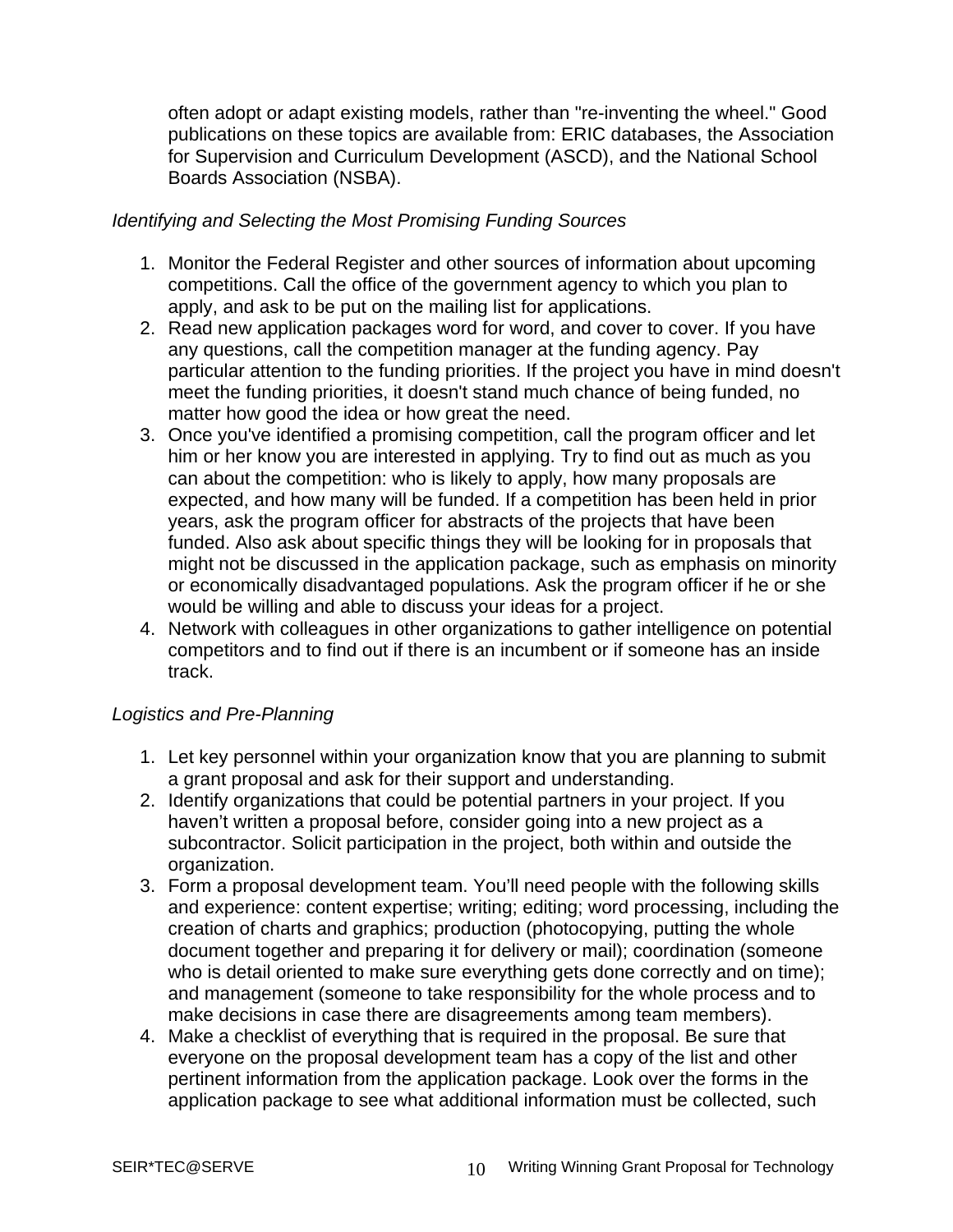often adopt or adapt existing models, rather than "re-inventing the wheel." Good publications on these topics are available from: ERIC databases, the Association for Supervision and Curriculum Development (ASCD), and the National School Boards Association (NSBA).

*Identifying and Selecting the Most Promising Funding Sources*

1. Monitor the Federal Register and other sources of information about upcoming competitions. Call the office of the government agency to which you plan to apply, and ask to be put on the mailing list for applications.
2. Read new application packages word for word, and cover to cover. If you have any questions, call the competition manager at the funding agency. Pay particular attention to the funding priorities. If the project you have in mind doesn't meet the funding priorities, it doesn't stand much chance of being funded, no matter how good the idea or how great the need.
3. Once you've identified a promising competition, call the program officer and let him or her know you are interested in applying. Try to find out as much as you can about the competition: who is likely to apply, how many proposals are expected, and how many will be funded. If a competition has been held in prior years, ask the program officer for abstracts of the projects that have been funded. Also ask about specific things they will be looking for in proposals that might not be discussed in the application package, such as emphasis on minority or economically disadvantaged populations. Ask the program officer if he or she would be willing and able to discuss your ideas for a project.
4. Network with colleagues in other organizations to gather intelligence on potential competitors and to find out if there is an incumbent or if someone has an inside track.

*Logistics and Pre-Planning*

1. Let key personnel within your organization know that you are planning to submit a grant proposal and ask for their support and understanding.
2. Identify organizations that could be potential partners in your project. If you haven't written a proposal before, consider going into a new project as a subcontractor. Solicit participation in the project, both within and outside the organization.
3. Form a proposal development team. You'll need people with the following skills and experience: content expertise; writing; editing; word processing, including the creation of charts and graphics; production (photocopying, putting the whole document together and preparing it for delivery or mail); coordination (someone who is detail oriented to make sure everything gets done correctly and on time); and management (someone to take responsibility for the whole process and to make decisions in case there are disagreements among team members).
4. Make a checklist of everything that is required in the proposal. Be sure that everyone on the proposal development team has a copy of the list and other pertinent information from the application package. Look over the forms in the application package to see what additional information must be collected, such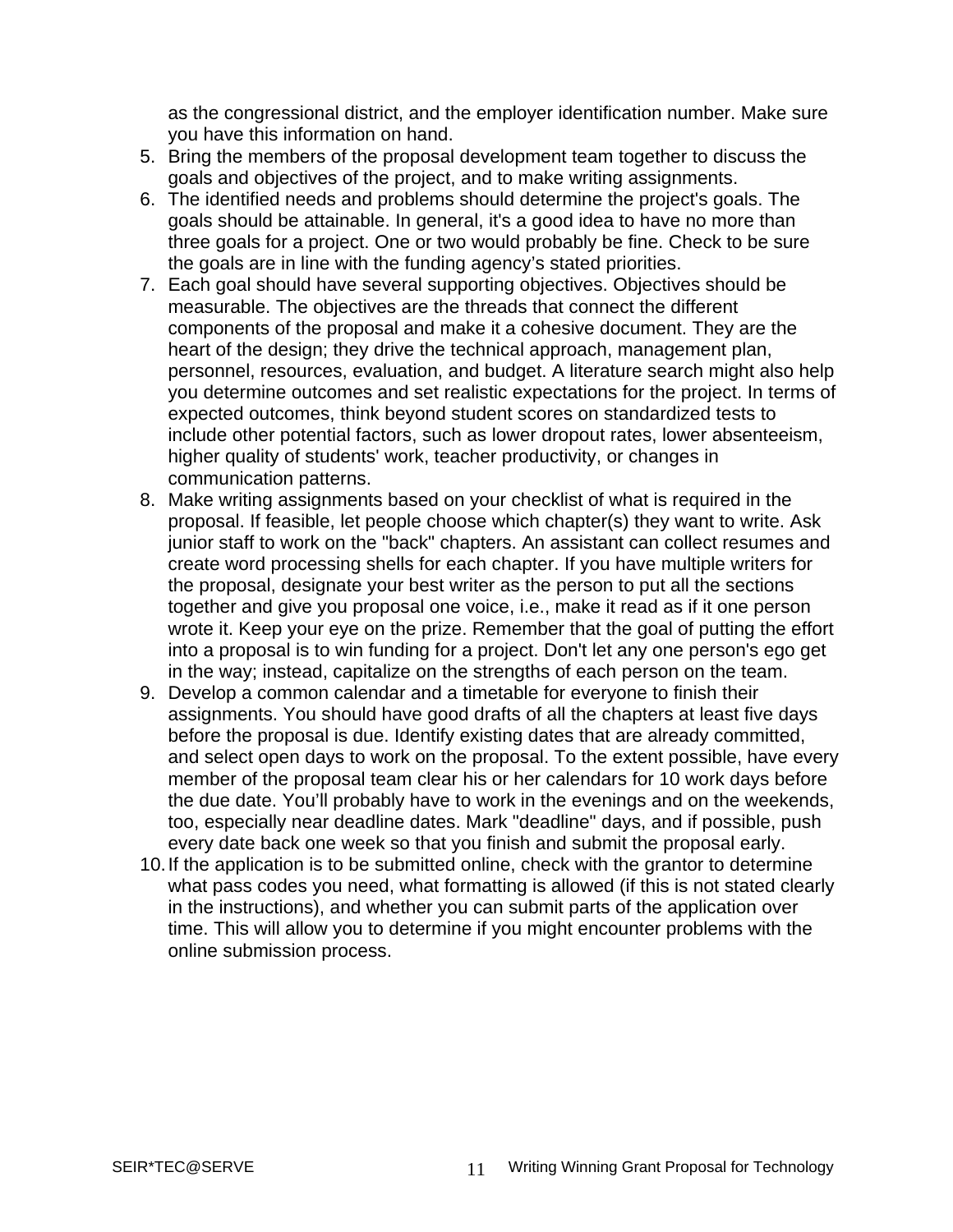as the congressional district, and the employer identification number. Make sure you have this information on hand.

5. Bring the members of the proposal development team together to discuss the goals and objectives of the project, and to make writing assignments.
6. The identified needs and problems should determine the project's goals. The goals should be attainable. In general, it's a good idea to have no more than three goals for a project. One or two would probably be fine. Check to be sure the goals are in line with the funding agency's stated priorities.
7. Each goal should have several supporting objectives. Objectives should be measurable. The objectives are the threads that connect the different components of the proposal and make it a cohesive document. They are the heart of the design; they drive the technical approach, management plan, personnel, resources, evaluation, and budget. A literature search might also help you determine outcomes and set realistic expectations for the project. In terms of expected outcomes, think beyond student scores on standardized tests to include other potential factors, such as lower dropout rates, lower absenteeism, higher quality of students' work, teacher productivity, or changes in communication patterns.
8. Make writing assignments based on your checklist of what is required in the proposal. If feasible, let people choose which chapter(s) they want to write. Ask junior staff to work on the "back" chapters. An assistant can collect resumes and create word processing shells for each chapter. If you have multiple writers for the proposal, designate your best writer as the person to put all the sections together and give you proposal one voice, i.e., make it read as if it one person wrote it. Keep your eye on the prize. Remember that the goal of putting the effort into a proposal is to win funding for a project. Don't let any one person's ego get in the way; instead, capitalize on the strengths of each person on the team.
9. Develop a common calendar and a timetable for everyone to finish their assignments. You should have good drafts of all the chapters at least five days before the proposal is due. Identify existing dates that are already committed, and select open days to work on the proposal. To the extent possible, have every member of the proposal team clear his or her calendars for 10 work days before the due date. You'll probably have to work in the evenings and on the weekends, too, especially near deadline dates. Mark "deadline" days, and if possible, push every date back one week so that you finish and submit the proposal early.
10. If the application is to be submitted online, check with the grantor to determine what pass codes you need, what formatting is allowed (if this is not stated clearly in the instructions), and whether you can submit parts of the application over time. This will allow you to determine if you might encounter problems with the online submission process.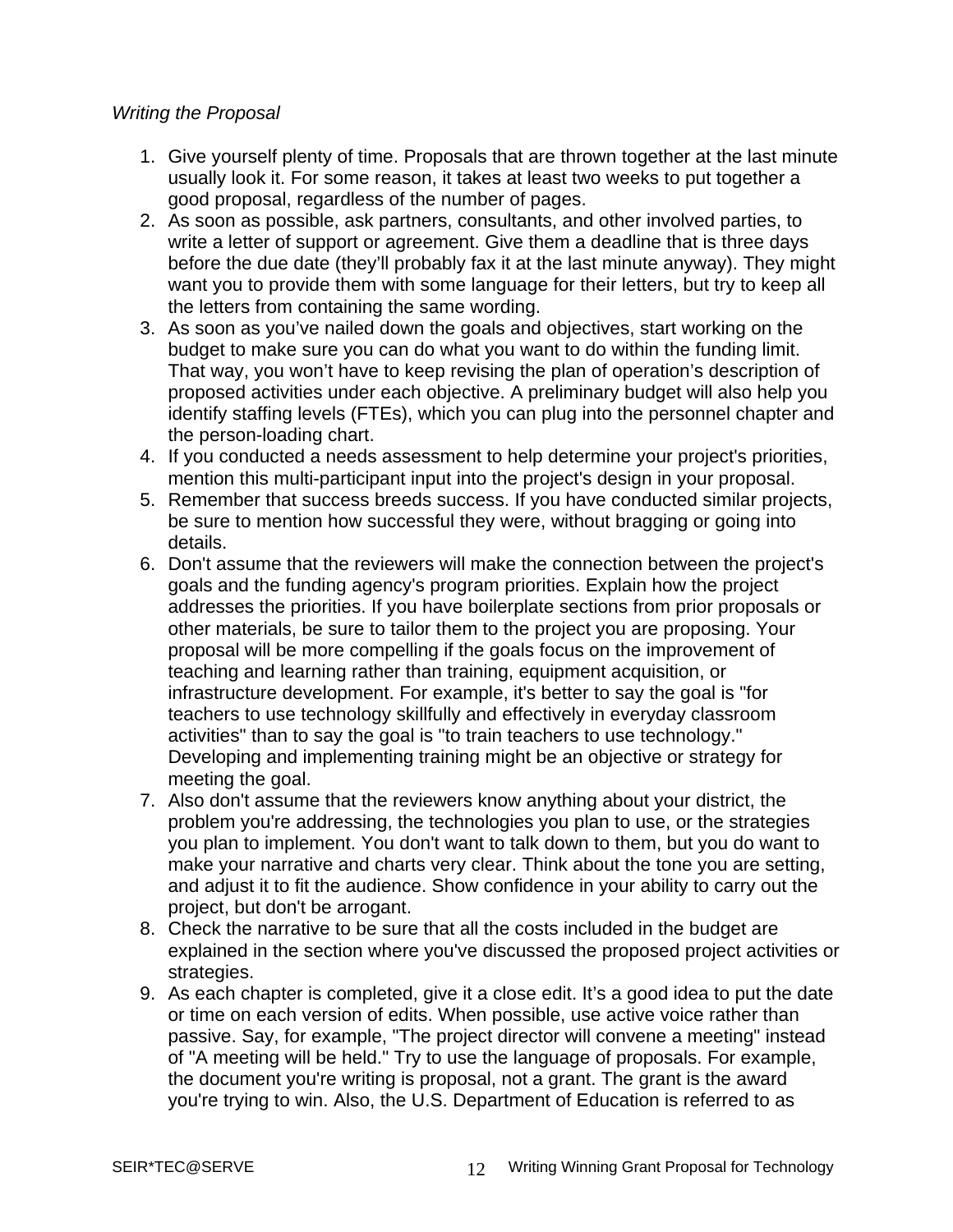*Writing the Proposal*

1. Give yourself plenty of time. Proposals that are thrown together at the last minute usually look it. For some reason, it takes at least two weeks to put together a good proposal, regardless of the number of pages.
2. As soon as possible, ask partners, consultants, and other involved parties, to write a letter of support or agreement. Give them a deadline that is three days before the due date (they'll probably fax it at the last minute anyway). They might want you to provide them with some language for their letters, but try to keep all the letters from containing the same wording.
3. As soon as you've nailed down the goals and objectives, start working on the budget to make sure you can do what you want to do within the funding limit. That way, you won't have to keep revising the plan of operation's description of proposed activities under each objective. A preliminary budget will also help you identify staffing levels (FTEs), which you can plug into the personnel chapter and the person-loading chart.
4. If you conducted a needs assessment to help determine your project's priorities, mention this multi-participant input into the project's design in your proposal.
5. Remember that success breeds success. If you have conducted similar projects, be sure to mention how successful they were, without bragging or going into details.
6. Don't assume that the reviewers will make the connection between the project's goals and the funding agency's program priorities. Explain how the project addresses the priorities. If you have boilerplate sections from prior proposals or other materials, be sure to tailor them to the project you are proposing. Your proposal will be more compelling if the goals focus on the improvement of teaching and learning rather than training, equipment acquisition, or infrastructure development. For example, it's better to say the goal is "for teachers to use technology skillfully and effectively in everyday classroom activities" than to say the goal is "to train teachers to use technology." Developing and implementing training might be an objective or strategy for meeting the goal.
7. Also don't assume that the reviewers know anything about your district, the problem you're addressing, the technologies you plan to use, or the strategies you plan to implement. You don't want to talk down to them, but you do want to make your narrative and charts very clear. Think about the tone you are setting, and adjust it to fit the audience. Show confidence in your ability to carry out the project, but don't be arrogant.
8. Check the narrative to be sure that all the costs included in the budget are explained in the section where you've discussed the proposed project activities or strategies.
9. As each chapter is completed, give it a close edit. It's a good idea to put the date or time on each version of edits. When possible, use active voice rather than passive. Say, for example, "The project director will convene a meeting" instead of "A meeting will be held." Try to use the language of proposals. For example, the document you're writing is proposal, not a grant. The grant is the award you're trying to win. Also, the U.S. Department of Education is referred to as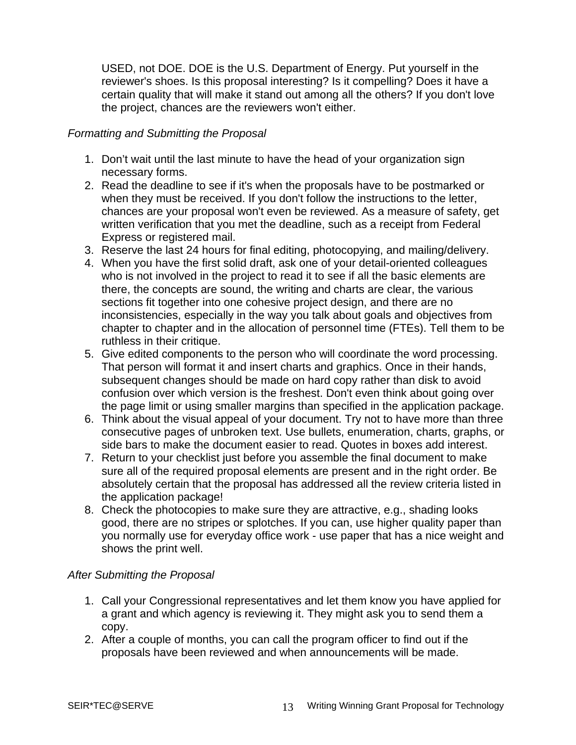USED, not DOE. DOE is the U.S. Department of Energy. Put yourself in the reviewer's shoes. Is this proposal interesting? Is it compelling? Does it have a certain quality that will make it stand out among all the others? If you don't love the project, chances are the reviewers won't either.

*Formatting and Submitting the Proposal*

1. Don't wait until the last minute to have the head of your organization sign necessary forms.
2. Read the deadline to see if it's when the proposals have to be postmarked or when they must be received. If you don't follow the instructions to the letter, chances are your proposal won't even be reviewed. As a measure of safety, get written verification that you met the deadline, such as a receipt from Federal Express or registered mail.
3. Reserve the last 24 hours for final editing, photocopying, and mailing/delivery.
4. When you have the first solid draft, ask one of your detail-oriented colleagues who is not involved in the project to read it to see if all the basic elements are there, the concepts are sound, the writing and charts are clear, the various sections fit together into one cohesive project design, and there are no inconsistencies, especially in the way you talk about goals and objectives from chapter to chapter and in the allocation of personnel time (FTEs). Tell them to be ruthless in their critique.
5. Give edited components to the person who will coordinate the word processing. That person will format it and insert charts and graphics. Once in their hands, subsequent changes should be made on hard copy rather than disk to avoid confusion over which version is the freshest. Don't even think about going over the page limit or using smaller margins than specified in the application package.
6. Think about the visual appeal of your document. Try not to have more than three consecutive pages of unbroken text. Use bullets, enumeration, charts, graphs, or side bars to make the document easier to read. Quotes in boxes add interest.
7. Return to your checklist just before you assemble the final document to make sure all of the required proposal elements are present and in the right order. Be absolutely certain that the proposal has addressed all the review criteria listed in the application package!
8. Check the photocopies to make sure they are attractive, e.g., shading looks good, there are no stripes or splotches. If you can, use higher quality paper than you normally use for everyday office work - use paper that has a nice weight and shows the print well.

*After Submitting the Proposal*

1. Call your Congressional representatives and let them know you have applied for a grant and which agency is reviewing it. They might ask you to send them a copy.
2. After a couple of months, you can call the program officer to find out if the proposals have been reviewed and when announcements will be made.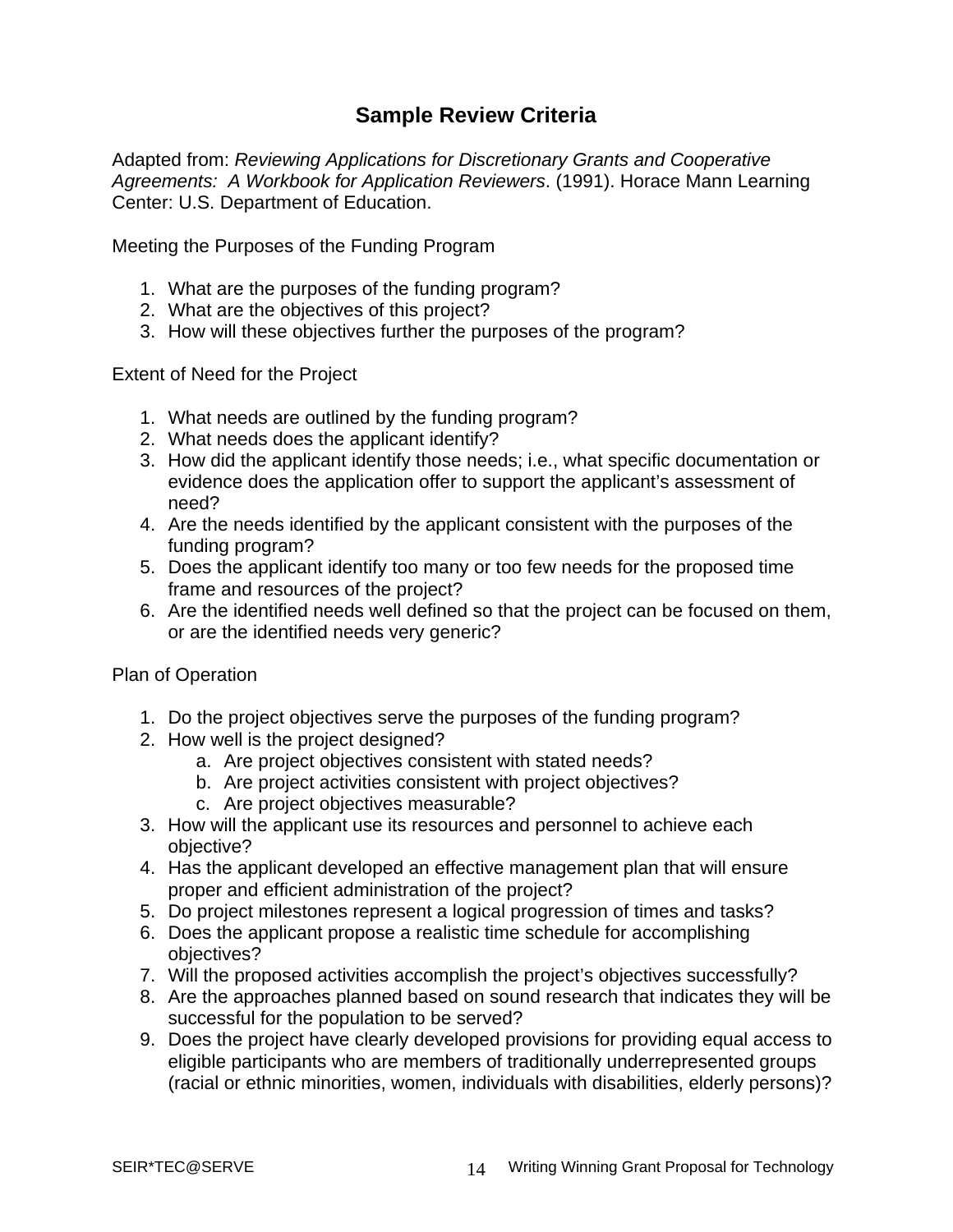## Sample Review Criteria

Adapted from: *Reviewing Applications for Discretionary Grants and Cooperative Agreements: A Workbook for Application Reviewers*. (1991). Horace Mann Learning Center: U.S. Department of Education.

Meeting the Purposes of the Funding Program

1. What are the purposes of the funding program?
2. What are the objectives of this project?
3. How will these objectives further the purposes of the program?

Extent of Need for the Project

1. What needs are outlined by the funding program?
2. What needs does the applicant identify?
3. How did the applicant identify those needs; i.e., what specific documentation or evidence does the application offer to support the applicant's assessment of need?
4. Are the needs identified by the applicant consistent with the purposes of the funding program?
5. Does the applicant identify too many or too few needs for the proposed time frame and resources of the project?
6. Are the identified needs well defined so that the project can be focused on them, or are the identified needs very generic?

Plan of Operation

1. Do the project objectives serve the purposes of the funding program?
2. How well is the project designed?
   a. Are project objectives consistent with stated needs?
   b. Are project activities consistent with project objectives?
   c. Are project objectives measurable?
3. How will the applicant use its resources and personnel to achieve each objective?
4. Has the applicant developed an effective management plan that will ensure proper and efficient administration of the project?
5. Do project milestones represent a logical progression of times and tasks?
6. Does the applicant propose a realistic time schedule for accomplishing objectives?
7. Will the proposed activities accomplish the project's objectives successfully?
8. Are the approaches planned based on sound research that indicates they will be successful for the population to be served?
9. Does the project have clearly developed provisions for providing equal access to eligible participants who are members of traditionally underrepresented groups (racial or ethnic minorities, women, individuals with disabilities, elderly persons)?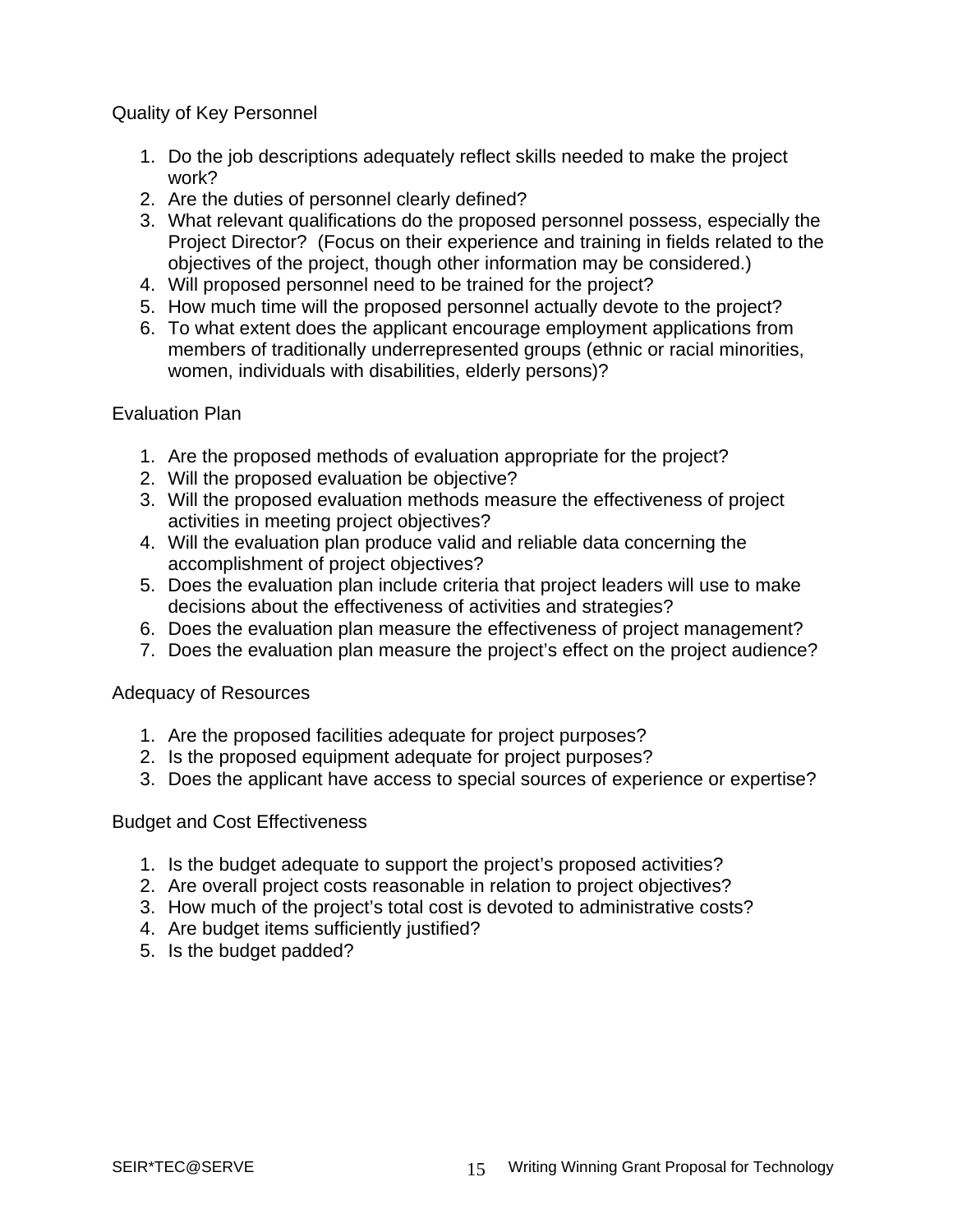Quality of Key Personnel

1. Do the job descriptions adequately reflect skills needed to make the project work?
2. Are the duties of personnel clearly defined?
3. What relevant qualifications do the proposed personnel possess, especially the Project Director? (Focus on their experience and training in fields related to the objectives of the project, though other information may be considered.)
4. Will proposed personnel need to be trained for the project?
5. How much time will the proposed personnel actually devote to the project?
6. To what extent does the applicant encourage employment applications from members of traditionally underrepresented groups (ethnic or racial minorities, women, individuals with disabilities, elderly persons)?

Evaluation Plan

1. Are the proposed methods of evaluation appropriate for the project?
2. Will the proposed evaluation be objective?
3. Will the proposed evaluation methods measure the effectiveness of project activities in meeting project objectives?
4. Will the evaluation plan produce valid and reliable data concerning the accomplishment of project objectives?
5. Does the evaluation plan include criteria that project leaders will use to make decisions about the effectiveness of activities and strategies?
6. Does the evaluation plan measure the effectiveness of project management?
7. Does the evaluation plan measure the project's effect on the project audience?

Adequacy of Resources

1. Are the proposed facilities adequate for project purposes?
2. Is the proposed equipment adequate for project purposes?
3. Does the applicant have access to special sources of experience or expertise?

Budget and Cost Effectiveness

1. Is the budget adequate to support the project's proposed activities?
2. Are overall project costs reasonable in relation to project objectives?
3. How much of the project's total cost is devoted to administrative costs?
4. Are budget items sufficiently justified?
5. Is the budget padded?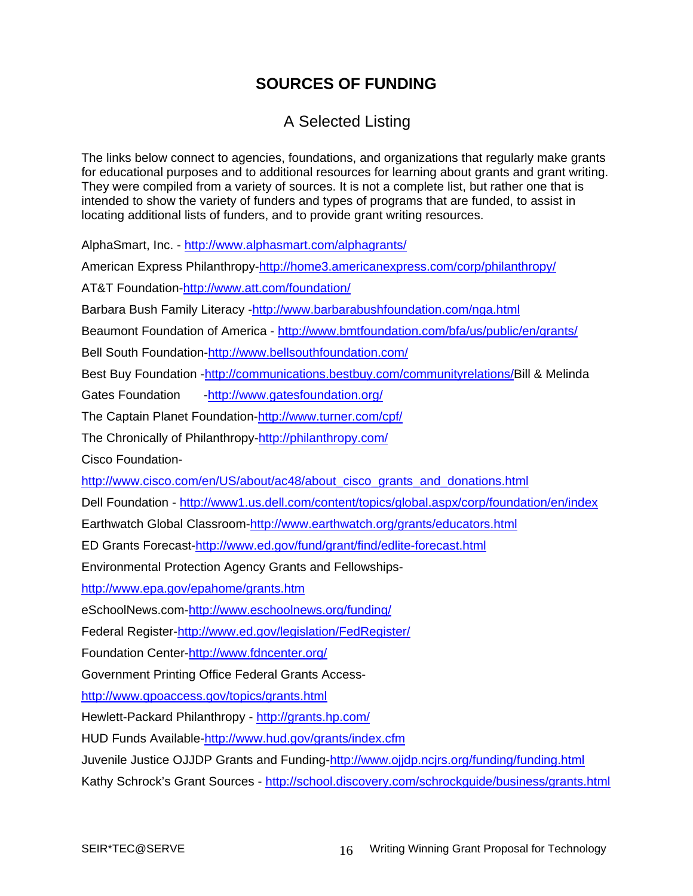## SOURCES OF FUNDING

### A Selected Listing

The links below connect to agencies, foundations, and organizations that regularly make grants for educational purposes and to additional resources for learning about grants and grant writing. They were compiled from a variety of sources. It is not a complete list, but rather one that is intended to show the variety of funders and types of programs that are funded, to assist in locating additional lists of funders, and to provide grant writing resources.

AlphaSmart, Inc. - http://www.alphasmart.com/alphagrants/

American Express Philanthropy-http://home3.americanexpress.com/corp/philanthropy/

AT&T Foundation-http://www.att.com/foundation/

Barbara Bush Family Literacy -http://www.barbarabushfoundation.com/nga.html

Beaumont Foundation of America - http://www.bmtfoundation.com/bfa/us/public/en/grants/

Bell South Foundation-http://www.bellsouthfoundation.com/

Best Buy Foundation -http://communications.bestbuy.com/communityrelations/

Bill & Melinda Gates Foundation -http://www.gatesfoundation.org/

The Captain Planet Foundation-http://www.turner.com/cpf/

The Chronically of Philanthropy-http://philanthropy.com/

Cisco Foundation-
http://www.cisco.com/en/US/about/ac48/about_cisco_grants_and_donations.html

Dell Foundation - http://www1.us.dell.com/content/topics/global.aspx/corp/foundation/en/index

Earthwatch Global Classroom-http://www.earthwatch.org/grants/educators.html

ED Grants Forecast-http://www.ed.gov/fund/grant/find/edlite-forecast.html

Environmental Protection Agency Grants and Fellowships-
http://www.epa.gov/epahome/grants.htm

eSchoolNews.com-http://www.eschoolnews.org/funding/

Federal Register-http://www.ed.gov/legislation/FedRegister/

Foundation Center-http://www.fdncenter.org/

Government Printing Office Federal Grants Access-
http://www.gpoaccess.gov/topics/grants.html

Hewlett-Packard Philanthropy - http://grants.hp.com/

HUD Funds Available-http://www.hud.gov/grants/index.cfm

Juvenile Justice OJJDP Grants and Funding-http://www.ojjdp.ncjrs.org/funding/funding.html

Kathy Schrock's Grant Sources - http://school.discovery.com/schrockguide/business/grants.html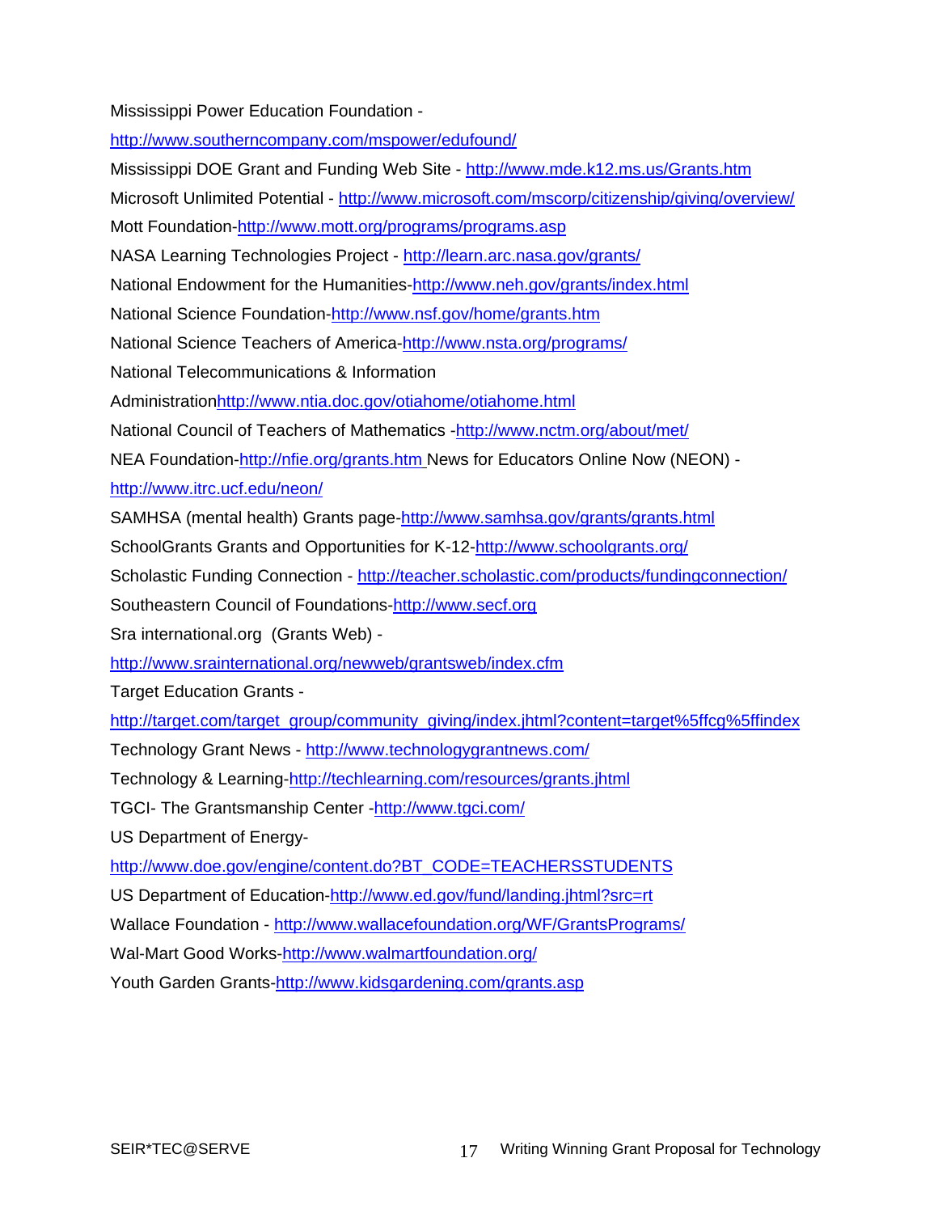Mississippi Power Education Foundation -
http://www.southerncompany.com/mspower/edufound/

Mississippi DOE Grant and Funding Web Site - http://www.mde.k12.ms.us/Grants.htm

Microsoft Unlimited Potential - http://www.microsoft.com/mscorp/citizenship/giving/overview/

Mott Foundation-http://www.mott.org/programs/programs.asp

NASA Learning Technologies Project - http://learn.arc.nasa.gov/grants/

National Endowment for the Humanities-http://www.neh.gov/grants/index.html

National Science Foundation-http://www.nsf.gov/home/grants.htm

National Science Teachers of America-http://www.nsta.org/programs/

National Telecommunications & Information Administrationhttp://www.ntia.doc.gov/otiahome/otiahome.html

National Council of Teachers of Mathematics -http://www.nctm.org/about/met/

NEA Foundation-http://nfie.org/grants.htm News for Educators Online Now (NEON) - http://www.itrc.ucf.edu/neon/

SAMHSA (mental health) Grants page-http://www.samhsa.gov/grants/grants.html

SchoolGrants Grants and Opportunities for K-12-http://www.schoolgrants.org/

Scholastic Funding Connection - http://teacher.scholastic.com/products/fundingconnection/

Southeastern Council of Foundations-http://www.secf.org

Sra international.org (Grants Web) -
http://www.srainternational.org/newweb/grantsweb/index.cfm

Target Education Grants -
http://target.com/target_group/community_giving/index.jhtml?content=target%5ffcg%5ffindex

Technology Grant News - http://www.technologygrantnews.com/

Technology & Learning-http://techlearning.com/resources/grants.jhtml

TGCI- The Grantsmanship Center -http://www.tgci.com/

US Department of Energy-
http://www.doe.gov/engine/content.do?BT_CODE=TEACHERSSTUDENTS

US Department of Education-http://www.ed.gov/fund/landing.jhtml?src=rt

Wallace Foundation - http://www.wallacefoundation.org/WF/GrantsPrograms/

Wal-Mart Good Works-http://www.walmartfoundation.org/

Youth Garden Grants-http://www.kidsgardening.com/grants.asp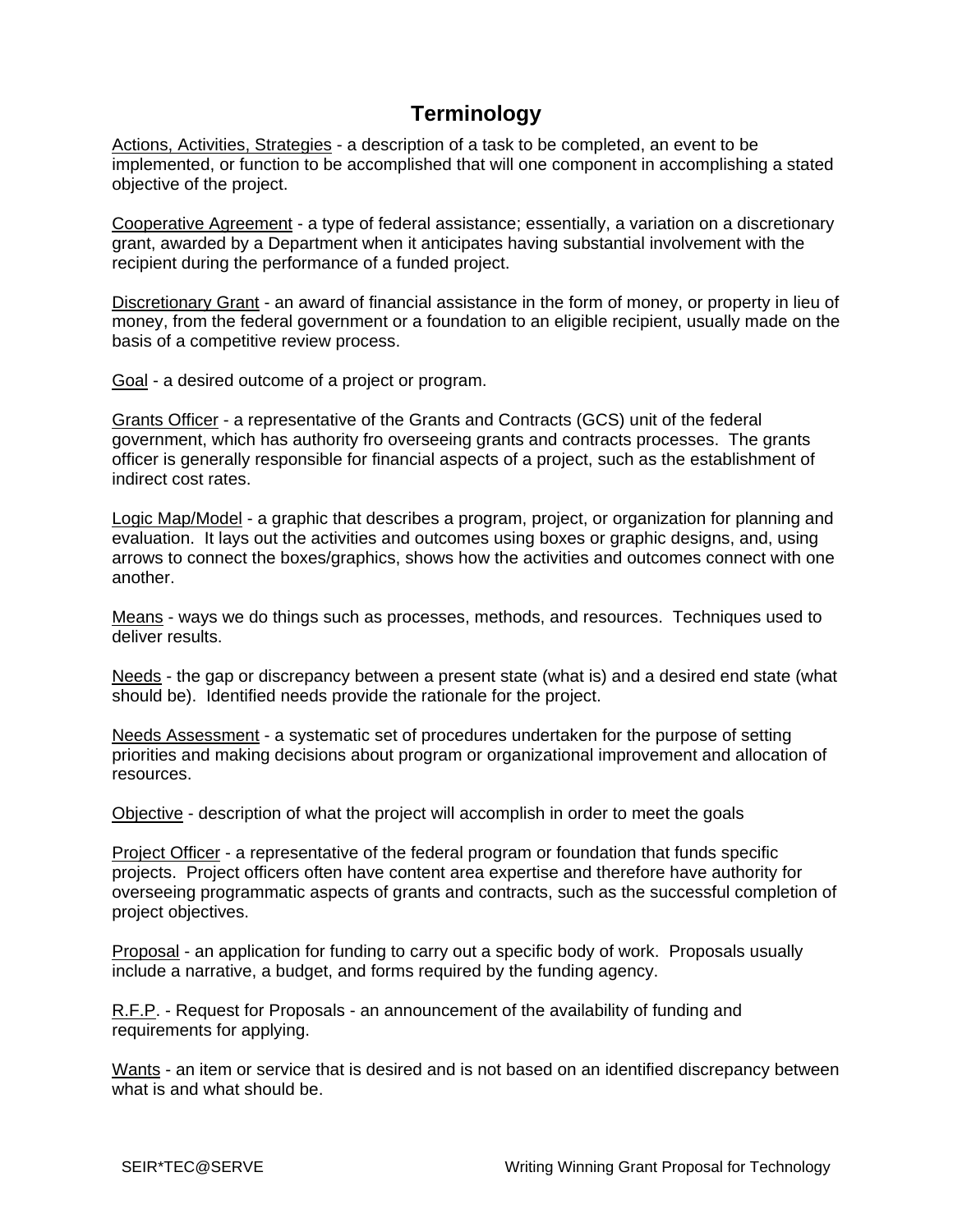# Terminology

Actions, Activities, Strategies - a description of a task to be completed, an event to be implemented, or function to be accomplished that will one component in accomplishing a stated objective of the project.

Cooperative Agreement - a type of federal assistance; essentially, a variation on a discretionary grant, awarded by a Department when it anticipates having substantial involvement with the recipient during the performance of a funded project.

Discretionary Grant - an award of financial assistance in the form of money, or property in lieu of money, from the federal government or a foundation to an eligible recipient, usually made on the basis of a competitive review process.

Goal - a desired outcome of a project or program.

Grants Officer - a representative of the Grants and Contracts (GCS) unit of the federal government, which has authority fro overseeing grants and contracts processes. The grants officer is generally responsible for financial aspects of a project, such as the establishment of indirect cost rates.

Logic Map/Model - a graphic that describes a program, project, or organization for planning and evaluation. It lays out the activities and outcomes using boxes or graphic designs, and, using arrows to connect the boxes/graphics, shows how the activities and outcomes connect with one another.

Means - ways we do things such as processes, methods, and resources. Techniques used to deliver results.

Needs - the gap or discrepancy between a present state (what is) and a desired end state (what should be). Identified needs provide the rationale for the project.

Needs Assessment - a systematic set of procedures undertaken for the purpose of setting priorities and making decisions about program or organizational improvement and allocation of resources.

Objective - description of what the project will accomplish in order to meet the goals

Project Officer - a representative of the federal program or foundation that funds specific projects. Project officers often have content area expertise and therefore have authority for overseeing programmatic aspects of grants and contracts, such as the successful completion of project objectives.

Proposal - an application for funding to carry out a specific body of work. Proposals usually include a narrative, a budget, and forms required by the funding agency.

R.F.P. - Request for Proposals - an announcement of the availability of funding and requirements for applying.

Wants - an item or service that is desired and is not based on an identified discrepancy between what is and what should be.